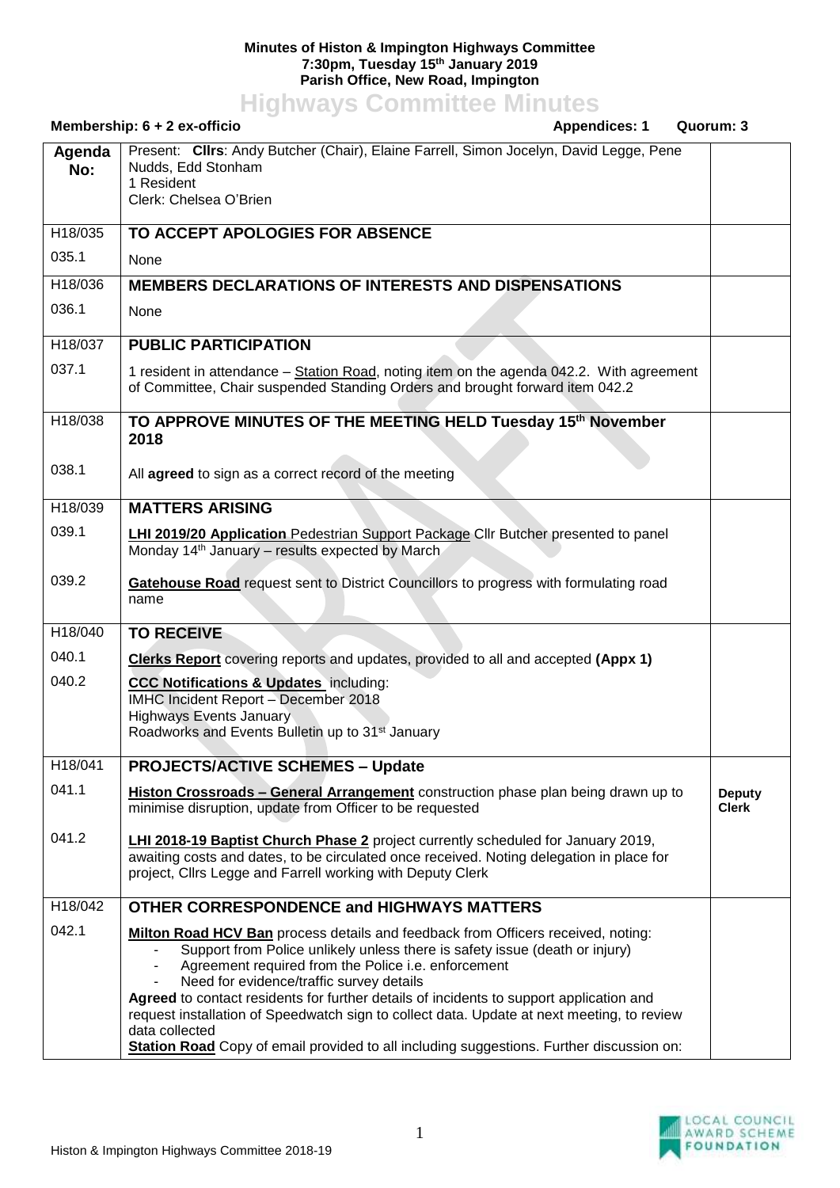**Minutes of Histon & Impington Highways Committee**
**7:30pm, Tuesday 15th January 2019**
**Parish Office, New Road, Impington**

# Highways Committee Minutes

**Membership: 6 + 2 ex-officio** **Appendices: 1** **Quorum: 3**

| Agenda No: | Present: **Cllrs**: Andy Butcher (Chair), Elaine Farrell, Simon Jocelyn, David Legge, Pene Nudds, Edd Stonham<br>1 Resident<br>Clerk: Chelsea O'Brien | |
|---|---|---|
| H18/035 | **TO ACCEPT APOLOGIES FOR ABSENCE** | |
| 035.1 | None | |
| H18/036 | **MEMBERS DECLARATIONS OF INTERESTS AND DISPENSATIONS** | |
| 036.1 | None | |
| H18/037 | **PUBLIC PARTICIPATION** | |
| 037.1 | 1 resident in attendance – Station Road, noting item on the agenda 042.2. With agreement of Committee, Chair suspended Standing Orders and brought forward item 042.2 | |
| H18/038 | **TO APPROVE MINUTES OF THE MEETING HELD Tuesday 15th November 2018** | |
| 038.1 | All **agreed** to sign as a correct record of the meeting | |
| H18/039 | **MATTERS ARISING** | |
| 039.1 | **LHI 2019/20 Application** Pedestrian Support Package Cllr Butcher presented to panel Monday 14th January – results expected by March | |
| 039.2 | **Gatehouse Road** request sent to District Councillors to progress with formulating road name | |
| H18/040 | **TO RECEIVE** | |
| 040.1 | **Clerks Report** covering reports and updates, provided to all and accepted **(Appx 1)** | |
| 040.2 | **CCC Notifications & Updates** including:<br>IMHC Incident Report – December 2018<br>Highways Events January<br>Roadworks and Events Bulletin up to 31st January | |
| H18/041 | **PROJECTS/ACTIVE SCHEMES – Update** | |
| 041.1 | **Histon Crossroads – General Arrangement** construction phase plan being drawn up to minimise disruption, update from Officer to be requested | **Deputy Clerk** |
| 041.2 | **LHI 2018-19 Baptist Church Phase 2** project currently scheduled for January 2019, awaiting costs and dates, to be circulated once received. Noting delegation in place for project, Cllrs Legge and Farrell working with Deputy Clerk | |
| H18/042 | **OTHER CORRESPONDENCE and HIGHWAYS MATTERS** | |
| 042.1 | **Milton Road HCV Ban** process details and feedback from Officers received, noting:<br>- Support from Police unlikely unless there is safety issue (death or injury)<br>- Agreement required from the Police i.e. enforcement<br>- Need for evidence/traffic survey details<br>**Agreed** to contact residents for further details of incidents to support application and request installation of Speedwatch sign to collect data. Update at next meeting, to review data collected<br>**Station Road** Copy of email provided to all including suggestions. Further discussion on: | |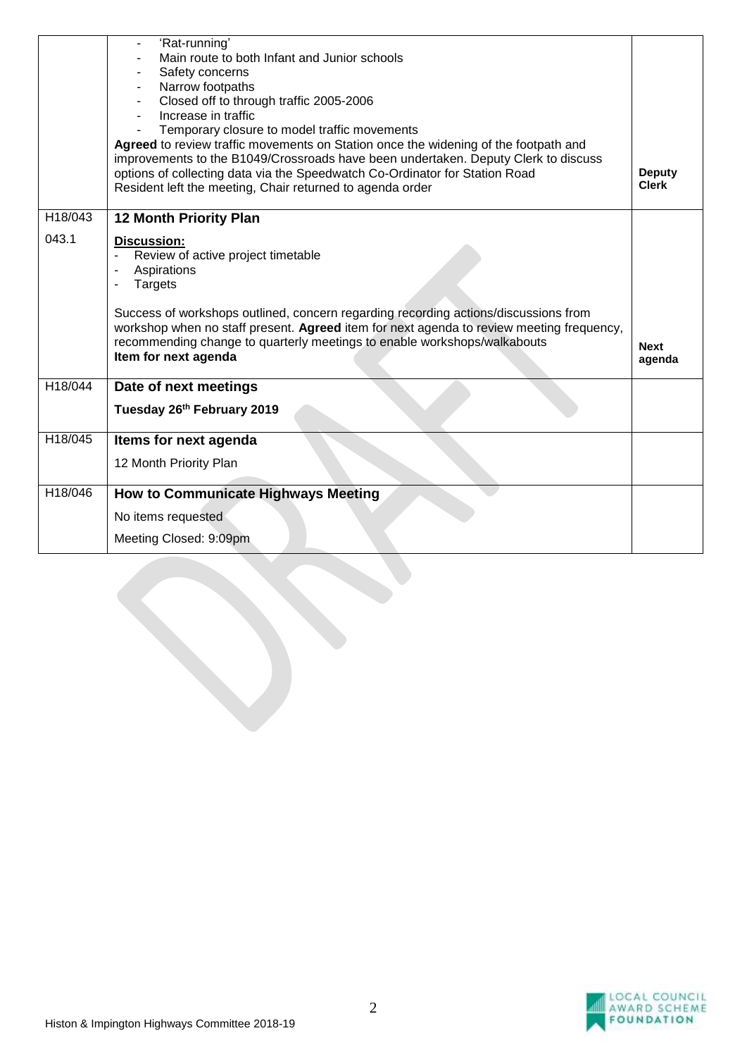| | | |
|---|---|---|
| | - 'Rat-running'<br>- Main route to both Infant and Junior schools<br>- Safety concerns<br>- Narrow footpaths<br>- Closed off to through traffic 2005-2006<br>- Increase in traffic<br>- Temporary closure to model traffic movements<br>**Agreed** to review traffic movements on Station once the widening of the footpath and improvements to the B1049/Crossroads have been undertaken. Deputy Clerk to discuss options of collecting data via the Speedwatch Co-Ordinator for Station Road<br>Resident left the meeting, Chair returned to agenda order | **Deputy Clerk** |
| H18/043 | **12 Month Priority Plan** | |
| 043.1 | **Discussion:**<br>- Review of active project timetable<br>- Aspirations<br>- Targets<br><br>Success of workshops outlined, concern regarding recording actions/discussions from workshop when no staff present. **Agreed** item for next agenda to review meeting frequency, recommending change to quarterly meetings to enable workshops/walkabouts<br>**Item for next agenda** | **Next agenda** |
| H18/044 | **Date of next meetings**<br>**Tuesday 26th February 2019** | |
| H18/045 | **Items for next agenda**<br>12 Month Priority Plan | |
| H18/046 | **How to Communicate Highways Meeting**<br>No items requested<br>Meeting Closed: 9:09pm | |

Histon & Impington Highways Committee 2018-19